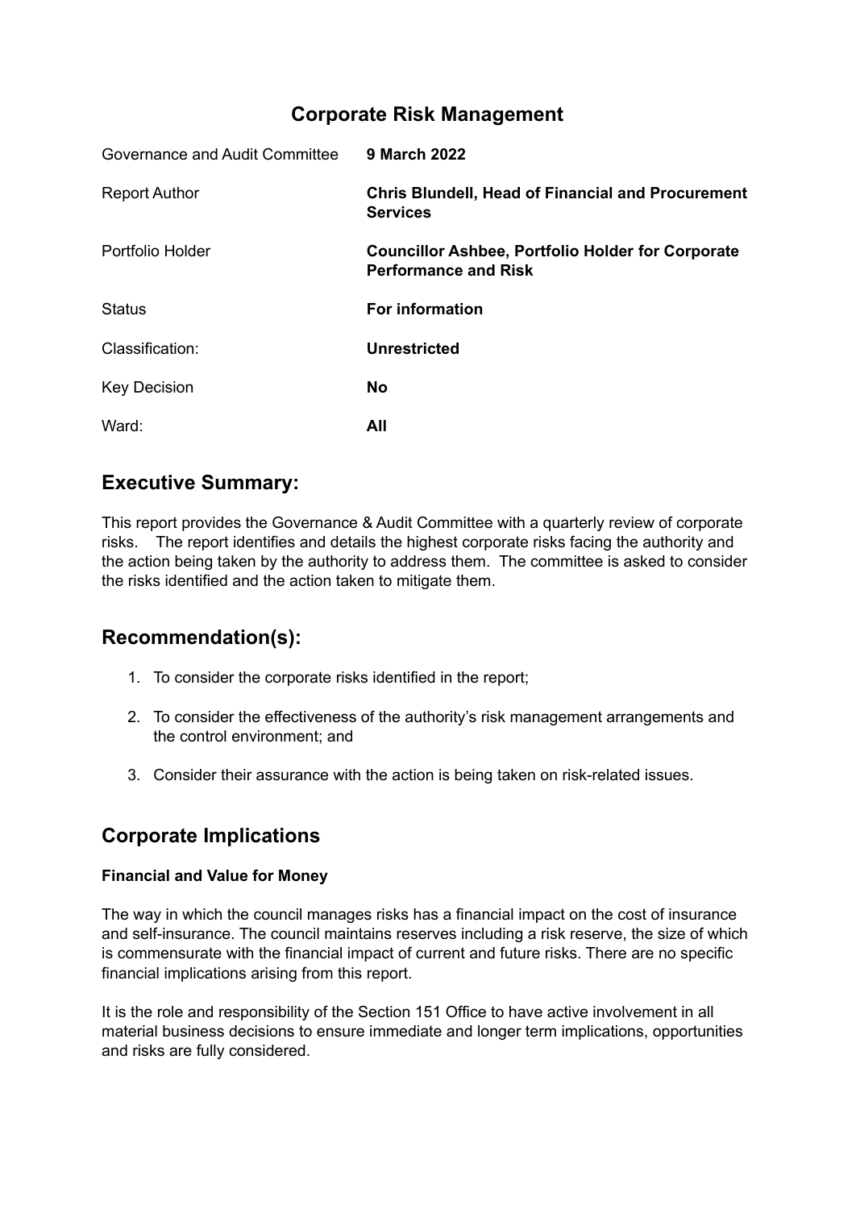# Corporate Risk Management

| | |
|---|---|
| Governance and Audit Committee | **9 March 2022** |
| Report Author | **Chris Blundell, Head of Financial and Procurement Services** |
| Portfolio Holder | **Councillor Ashbee, Portfolio Holder for Corporate Performance and Risk** |
| Status | **For information** |
| Classification: | **Unrestricted** |
| Key Decision | **No** |
| Ward: | **All** |

## Executive Summary:

This report provides the Governance & Audit Committee with a quarterly review of corporate risks. The report identifies and details the highest corporate risks facing the authority and the action being taken by the authority to address them. The committee is asked to consider the risks identified and the action taken to mitigate them.

## Recommendation(s):

1. To consider the corporate risks identified in the report;
2. To consider the effectiveness of the authority's risk management arrangements and the control environment; and
3. Consider their assurance with the action is being taken on risk-related issues.

## Corporate Implications

**Financial and Value for Money**

The way in which the council manages risks has a financial impact on the cost of insurance and self-insurance. The council maintains reserves including a risk reserve, the size of which is commensurate with the financial impact of current and future risks. There are no specific financial implications arising from this report.

It is the role and responsibility of the Section 151 Office to have active involvement in all material business decisions to ensure immediate and longer term implications, opportunities and risks are fully considered.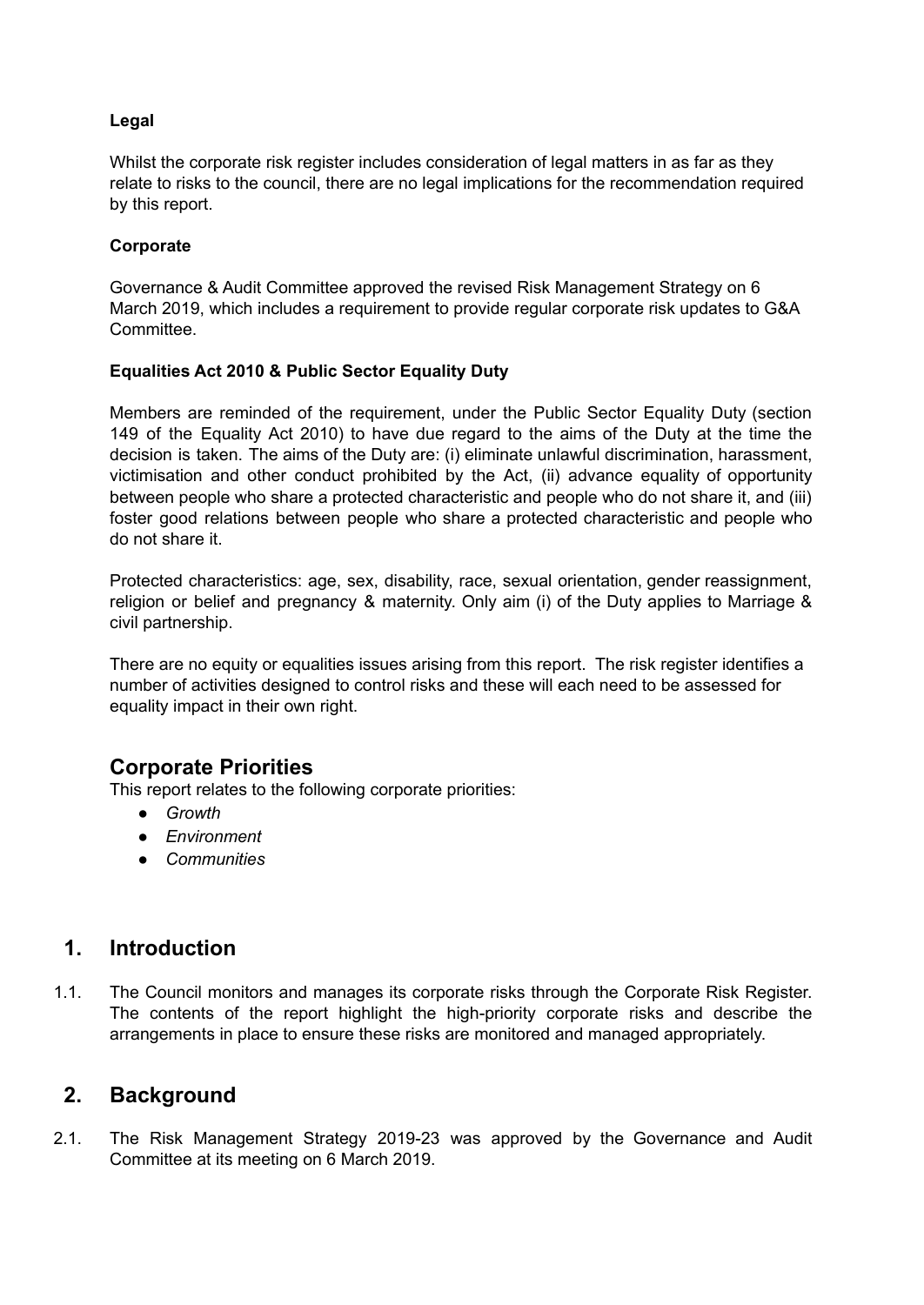**Legal**

Whilst the corporate risk register includes consideration of legal matters in as far as they relate to risks to the council, there are no legal implications for the recommendation required by this report.

**Corporate**

Governance & Audit Committee approved the revised Risk Management Strategy on 6 March 2019, which includes a requirement to provide regular corporate risk updates to G&A Committee.

**Equalities Act 2010 & Public Sector Equality Duty**

Members are reminded of the requirement, under the Public Sector Equality Duty (section 149 of the Equality Act 2010) to have due regard to the aims of the Duty at the time the decision is taken. The aims of the Duty are: (i) eliminate unlawful discrimination, harassment, victimisation and other conduct prohibited by the Act, (ii) advance equality of opportunity between people who share a protected characteristic and people who do not share it, and (iii) foster good relations between people who share a protected characteristic and people who do not share it.

Protected characteristics: age, sex, disability, race, sexual orientation, gender reassignment, religion or belief and pregnancy & maternity. Only aim (i) of the Duty applies to Marriage & civil partnership.

There are no equity or equalities issues arising from this report. The risk register identifies a number of activities designed to control risks and these will each need to be assessed for equality impact in their own right.

## Corporate Priorities

This report relates to the following corporate priorities:

- *Growth*
- *Environment*
- *Communities*

## 1. Introduction

1.1. The Council monitors and manages its corporate risks through the Corporate Risk Register. The contents of the report highlight the high-priority corporate risks and describe the arrangements in place to ensure these risks are monitored and managed appropriately.

## 2. Background

2.1. The Risk Management Strategy 2019-23 was approved by the Governance and Audit Committee at its meeting on 6 March 2019.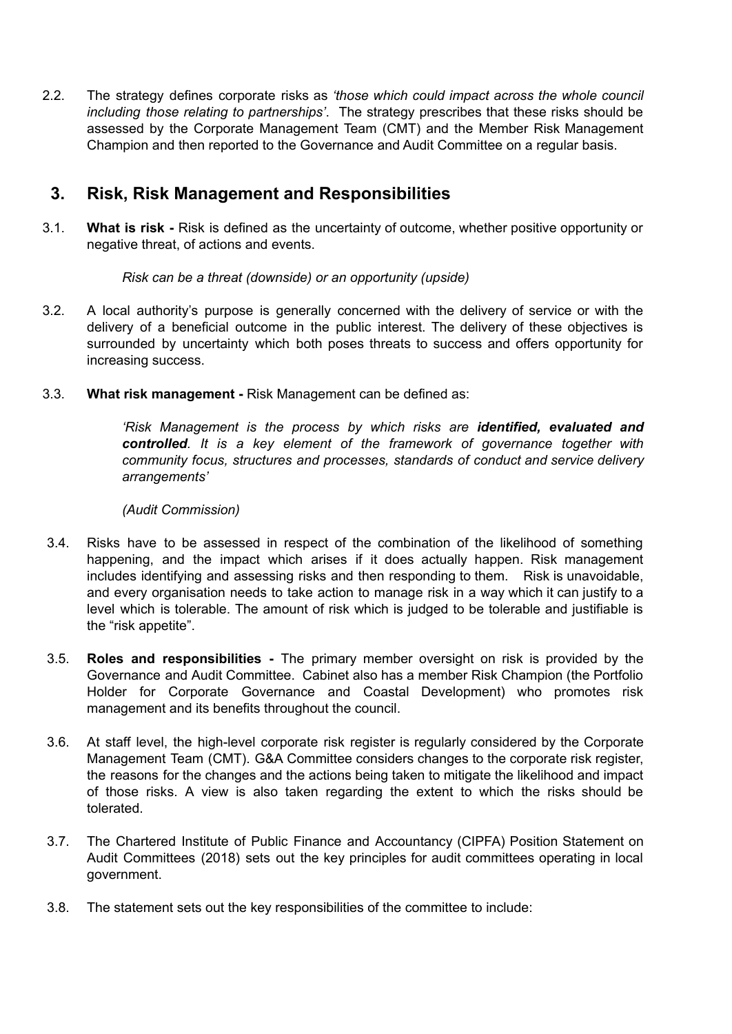2.2. The strategy defines corporate risks as *'those which could impact across the whole council including those relating to partnerships'*. The strategy prescribes that these risks should be assessed by the Corporate Management Team (CMT) and the Member Risk Management Champion and then reported to the Governance and Audit Committee on a regular basis.

## 3. Risk, Risk Management and Responsibilities

3.1. **What is risk -** Risk is defined as the uncertainty of outcome, whether positive opportunity or negative threat, of actions and events.

*Risk can be a threat (downside) or an opportunity (upside)*

3.2. A local authority's purpose is generally concerned with the delivery of service or with the delivery of a beneficial outcome in the public interest. The delivery of these objectives is surrounded by uncertainty which both poses threats to success and offers opportunity for increasing success.

3.3. **What risk management -** Risk Management can be defined as:

*'Risk Management is the process by which risks are **identified, evaluated and controlled**. It is a key element of the framework of governance together with community focus, structures and processes, standards of conduct and service delivery arrangements'*

*(Audit Commission)*

3.4. Risks have to be assessed in respect of the combination of the likelihood of something happening, and the impact which arises if it does actually happen. Risk management includes identifying and assessing risks and then responding to them. Risk is unavoidable, and every organisation needs to take action to manage risk in a way which it can justify to a level which is tolerable. The amount of risk which is judged to be tolerable and justifiable is the "risk appetite".

3.5. **Roles and responsibilities -** The primary member oversight on risk is provided by the Governance and Audit Committee. Cabinet also has a member Risk Champion (the Portfolio Holder for Corporate Governance and Coastal Development) who promotes risk management and its benefits throughout the council.

3.6. At staff level, the high-level corporate risk register is regularly considered by the Corporate Management Team (CMT). G&A Committee considers changes to the corporate risk register, the reasons for the changes and the actions being taken to mitigate the likelihood and impact of those risks. A view is also taken regarding the extent to which the risks should be tolerated.

3.7. The Chartered Institute of Public Finance and Accountancy (CIPFA) Position Statement on Audit Committees (2018) sets out the key principles for audit committees operating in local government.

3.8. The statement sets out the key responsibilities of the committee to include: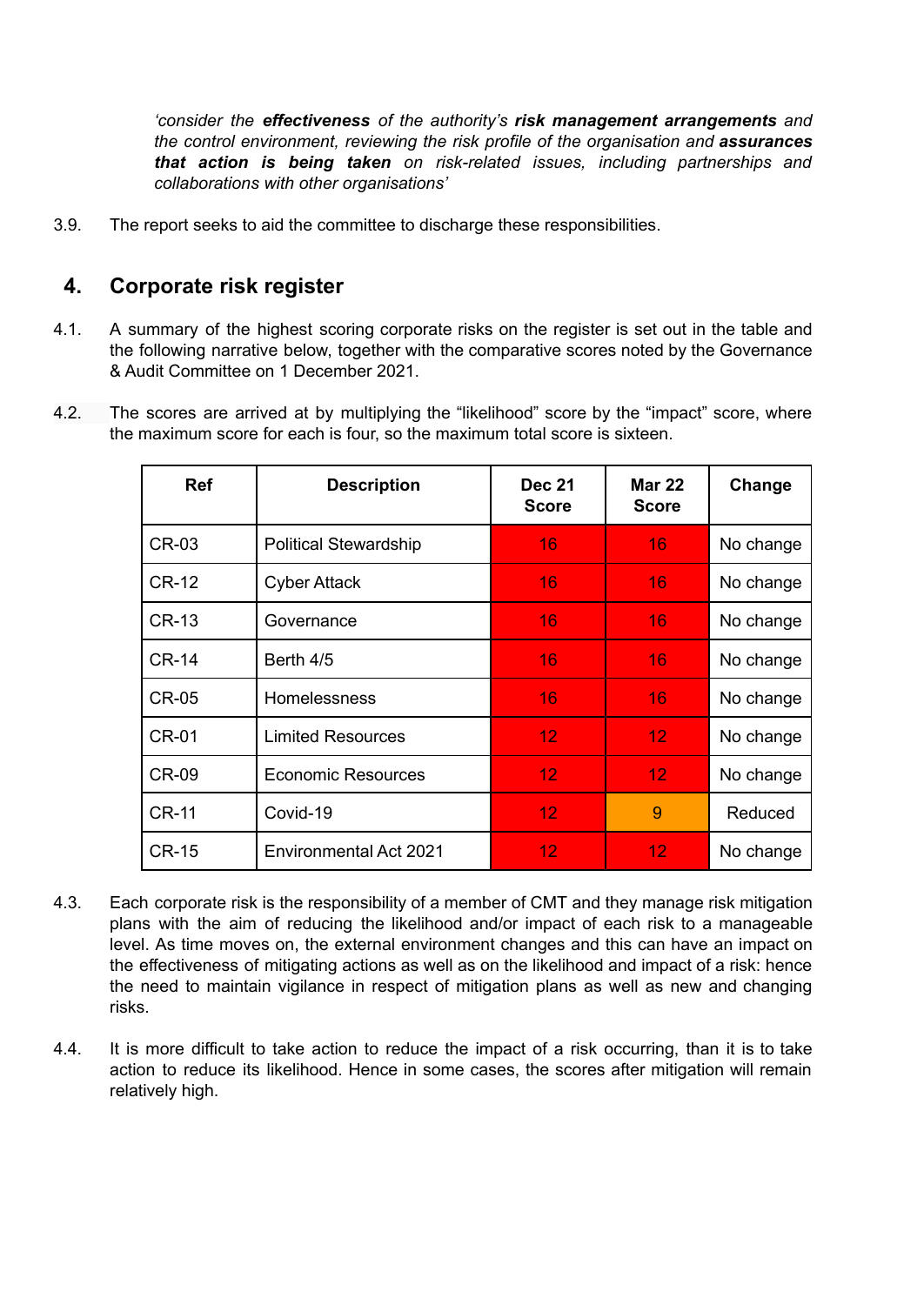*'consider the **effectiveness** of the authority's **risk management arrangements** and the control environment, reviewing the risk profile of the organisation and **assurances that action is being taken** on risk-related issues, including partnerships and collaborations with other organisations'*

3.9. The report seeks to aid the committee to discharge these responsibilities.

## 4. Corporate risk register

4.1. A summary of the highest scoring corporate risks on the register is set out in the table and the following narrative below, together with the comparative scores noted by the Governance & Audit Committee on 1 December 2021.

4.2. The scores are arrived at by multiplying the "likelihood" score by the "impact" score, where the maximum score for each is four, so the maximum total score is sixteen.

| Ref | Description | Dec 21 Score | Mar 22 Score | Change |
|---|---|---|---|---|
| CR-03 | Political Stewardship | 16 | 16 | No change |
| CR-12 | Cyber Attack | 16 | 16 | No change |
| CR-13 | Governance | 16 | 16 | No change |
| CR-14 | Berth 4/5 | 16 | 16 | No change |
| CR-05 | Homelessness | 16 | 16 | No change |
| CR-01 | Limited Resources | 12 | 12 | No change |
| CR-09 | Economic Resources | 12 | 12 | No change |
| CR-11 | Covid-19 | 12 | 9 | Reduced |
| CR-15 | Environmental Act 2021 | 12 | 12 | No change |

4.3. Each corporate risk is the responsibility of a member of CMT and they manage risk mitigation plans with the aim of reducing the likelihood and/or impact of each risk to a manageable level. As time moves on, the external environment changes and this can have an impact on the effectiveness of mitigating actions as well as on the likelihood and impact of a risk: hence the need to maintain vigilance in respect of mitigation plans as well as new and changing risks.

4.4. It is more difficult to take action to reduce the impact of a risk occurring, than it is to take action to reduce its likelihood. Hence in some cases, the scores after mitigation will remain relatively high.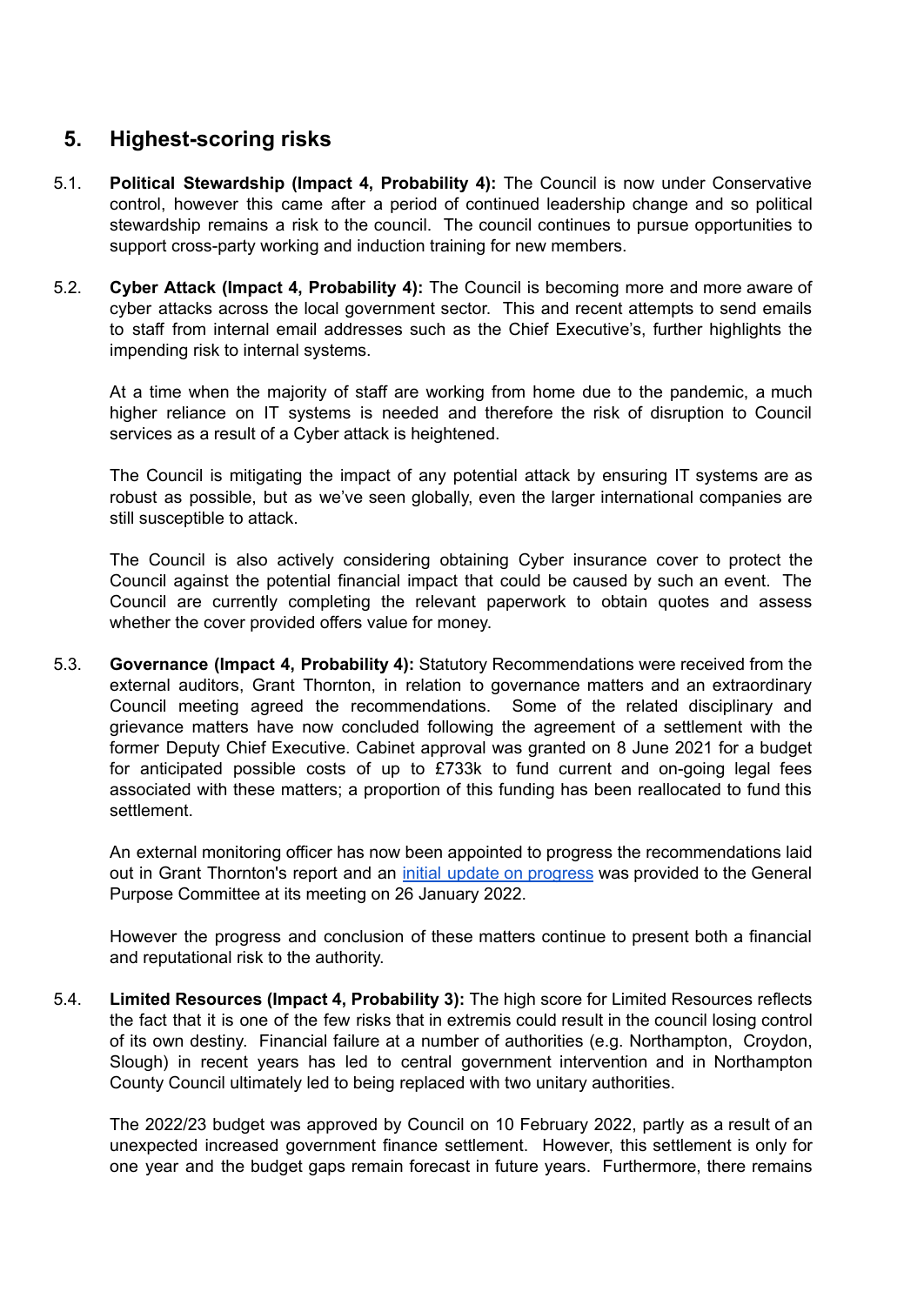## 5. Highest-scoring risks

5.1. **Political Stewardship (Impact 4, Probability 4):** The Council is now under Conservative control, however this came after a period of continued leadership change and so political stewardship remains a risk to the council. The council continues to pursue opportunities to support cross-party working and induction training for new members.

5.2. **Cyber Attack (Impact 4, Probability 4):** The Council is becoming more and more aware of cyber attacks across the local government sector. This and recent attempts to send emails to staff from internal email addresses such as the Chief Executive's, further highlights the impending risk to internal systems.

At a time when the majority of staff are working from home due to the pandemic, a much higher reliance on IT systems is needed and therefore the risk of disruption to Council services as a result of a Cyber attack is heightened.

The Council is mitigating the impact of any potential attack by ensuring IT systems are as robust as possible, but as we've seen globally, even the larger international companies are still susceptible to attack.

The Council is also actively considering obtaining Cyber insurance cover to protect the Council against the potential financial impact that could be caused by such an event. The Council are currently completing the relevant paperwork to obtain quotes and assess whether the cover provided offers value for money.

5.3. **Governance (Impact 4, Probability 4):** Statutory Recommendations were received from the external auditors, Grant Thornton, in relation to governance matters and an extraordinary Council meeting agreed the recommendations. Some of the related disciplinary and grievance matters have now concluded following the agreement of a settlement with the former Deputy Chief Executive. Cabinet approval was granted on 8 June 2021 for a budget for anticipated possible costs of up to £733k to fund current and on-going legal fees associated with these matters; a proportion of this funding has been reallocated to fund this settlement.

An external monitoring officer has now been appointed to progress the recommendations laid out in Grant Thornton's report and an initial update on progress was provided to the General Purpose Committee at its meeting on 26 January 2022.

However the progress and conclusion of these matters continue to present both a financial and reputational risk to the authority.

5.4. **Limited Resources (Impact 4, Probability 3):** The high score for Limited Resources reflects the fact that it is one of the few risks that in extremis could result in the council losing control of its own destiny. Financial failure at a number of authorities (e.g. Northampton, Croydon, Slough) in recent years has led to central government intervention and in Northampton County Council ultimately led to being replaced with two unitary authorities.

The 2022/23 budget was approved by Council on 10 February 2022, partly as a result of an unexpected increased government finance settlement. However, this settlement is only for one year and the budget gaps remain forecast in future years. Furthermore, there remains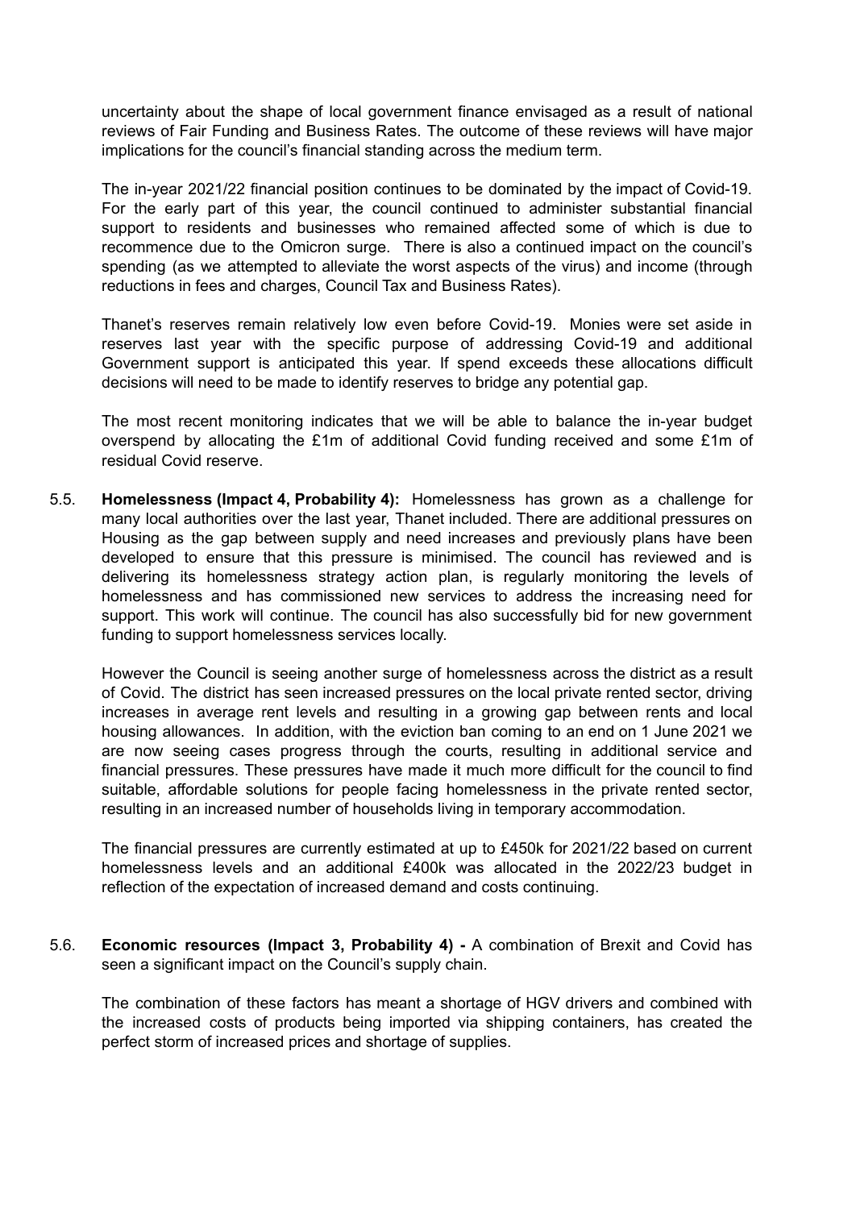uncertainty about the shape of local government finance envisaged as a result of national reviews of Fair Funding and Business Rates. The outcome of these reviews will have major implications for the council's financial standing across the medium term.

The in-year 2021/22 financial position continues to be dominated by the impact of Covid-19. For the early part of this year, the council continued to administer substantial financial support to residents and businesses who remained affected some of which is due to recommence due to the Omicron surge. There is also a continued impact on the council's spending (as we attempted to alleviate the worst aspects of the virus) and income (through reductions in fees and charges, Council Tax and Business Rates).

Thanet's reserves remain relatively low even before Covid-19. Monies were set aside in reserves last year with the specific purpose of addressing Covid-19 and additional Government support is anticipated this year. If spend exceeds these allocations difficult decisions will need to be made to identify reserves to bridge any potential gap.

The most recent monitoring indicates that we will be able to balance the in-year budget overspend by allocating the £1m of additional Covid funding received and some £1m of residual Covid reserve.

5.5. **Homelessness (Impact 4, Probability 4):** Homelessness has grown as a challenge for many local authorities over the last year, Thanet included. There are additional pressures on Housing as the gap between supply and need increases and previously plans have been developed to ensure that this pressure is minimised. The council has reviewed and is delivering its homelessness strategy action plan, is regularly monitoring the levels of homelessness and has commissioned new services to address the increasing need for support. This work will continue. The council has also successfully bid for new government funding to support homelessness services locally.

However the Council is seeing another surge of homelessness across the district as a result of Covid. The district has seen increased pressures on the local private rented sector, driving increases in average rent levels and resulting in a growing gap between rents and local housing allowances. In addition, with the eviction ban coming to an end on 1 June 2021 we are now seeing cases progress through the courts, resulting in additional service and financial pressures. These pressures have made it much more difficult for the council to find suitable, affordable solutions for people facing homelessness in the private rented sector, resulting in an increased number of households living in temporary accommodation.

The financial pressures are currently estimated at up to £450k for 2021/22 based on current homelessness levels and an additional £400k was allocated in the 2022/23 budget in reflection of the expectation of increased demand and costs continuing.

5.6. **Economic resources (Impact 3, Probability 4) -** A combination of Brexit and Covid has seen a significant impact on the Council's supply chain.

The combination of these factors has meant a shortage of HGV drivers and combined with the increased costs of products being imported via shipping containers, has created the perfect storm of increased prices and shortage of supplies.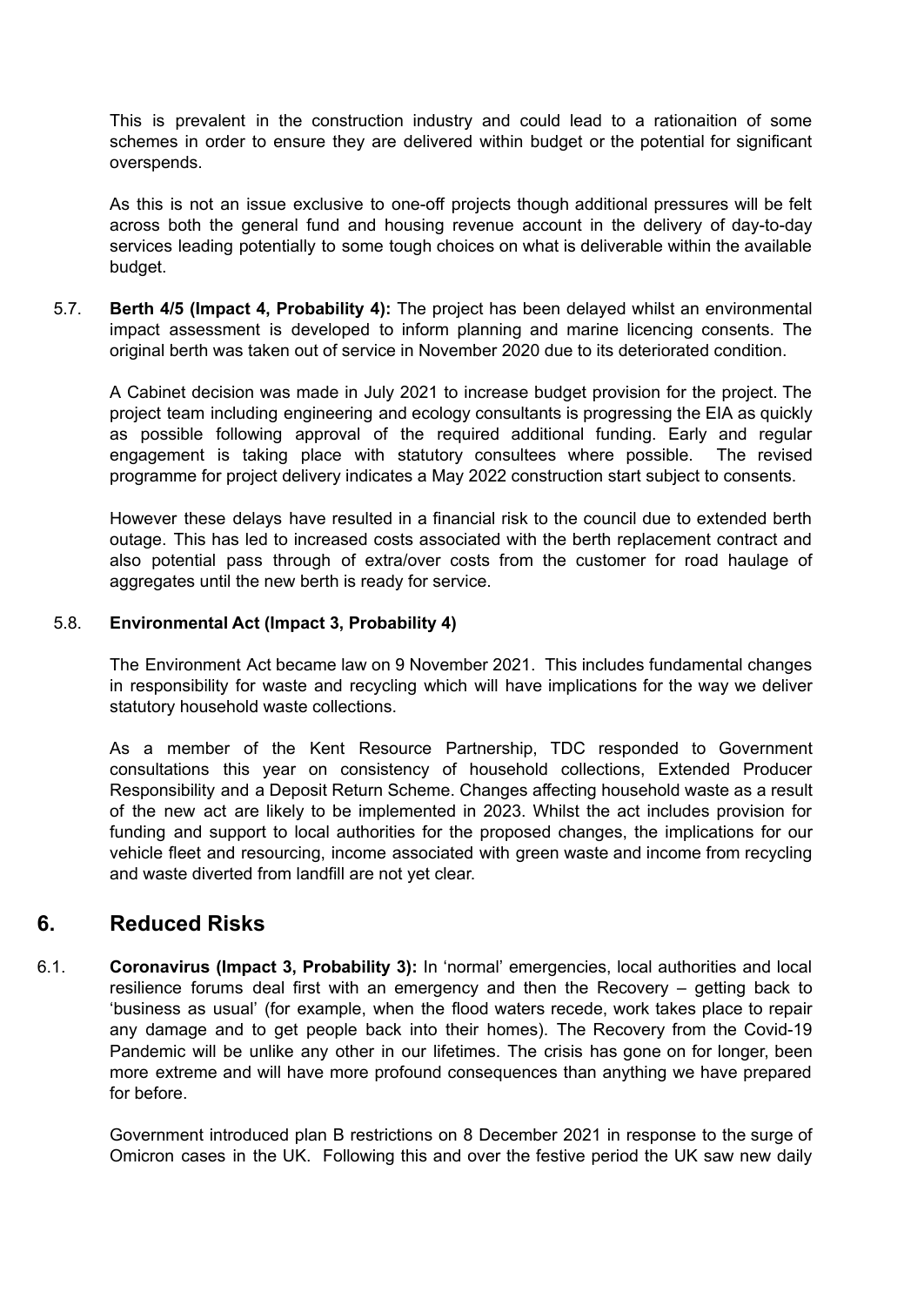This is prevalent in the construction industry and could lead to a rationaition of some schemes in order to ensure they are delivered within budget or the potential for significant overspends.

As this is not an issue exclusive to one-off projects though additional pressures will be felt across both the general fund and housing revenue account in the delivery of day-to-day services leading potentially to some tough choices on what is deliverable within the available budget.

5.7. **Berth 4/5 (Impact 4, Probability 4):** The project has been delayed whilst an environmental impact assessment is developed to inform planning and marine licencing consents. The original berth was taken out of service in November 2020 due to its deteriorated condition.

A Cabinet decision was made in July 2021 to increase budget provision for the project. The project team including engineering and ecology consultants is progressing the EIA as quickly as possible following approval of the required additional funding. Early and regular engagement is taking place with statutory consultees where possible. The revised programme for project delivery indicates a May 2022 construction start subject to consents.

However these delays have resulted in a financial risk to the council due to extended berth outage. This has led to increased costs associated with the berth replacement contract and also potential pass through of extra/over costs from the customer for road haulage of aggregates until the new berth is ready for service.

5.8. **Environmental Act (Impact 3, Probability 4)**

The Environment Act became law on 9 November 2021. This includes fundamental changes in responsibility for waste and recycling which will have implications for the way we deliver statutory household waste collections.

As a member of the Kent Resource Partnership, TDC responded to Government consultations this year on consistency of household collections, Extended Producer Responsibility and a Deposit Return Scheme. Changes affecting household waste as a result of the new act are likely to be implemented in 2023. Whilst the act includes provision for funding and support to local authorities for the proposed changes, the implications for our vehicle fleet and resourcing, income associated with green waste and income from recycling and waste diverted from landfill are not yet clear.

## 6. Reduced Risks

6.1. **Coronavirus (Impact 3, Probability 3):** In 'normal' emergencies, local authorities and local resilience forums deal first with an emergency and then the Recovery – getting back to 'business as usual' (for example, when the flood waters recede, work takes place to repair any damage and to get people back into their homes). The Recovery from the Covid-19 Pandemic will be unlike any other in our lifetimes. The crisis has gone on for longer, been more extreme and will have more profound consequences than anything we have prepared for before.

Government introduced plan B restrictions on 8 December 2021 in response to the surge of Omicron cases in the UK. Following this and over the festive period the UK saw new daily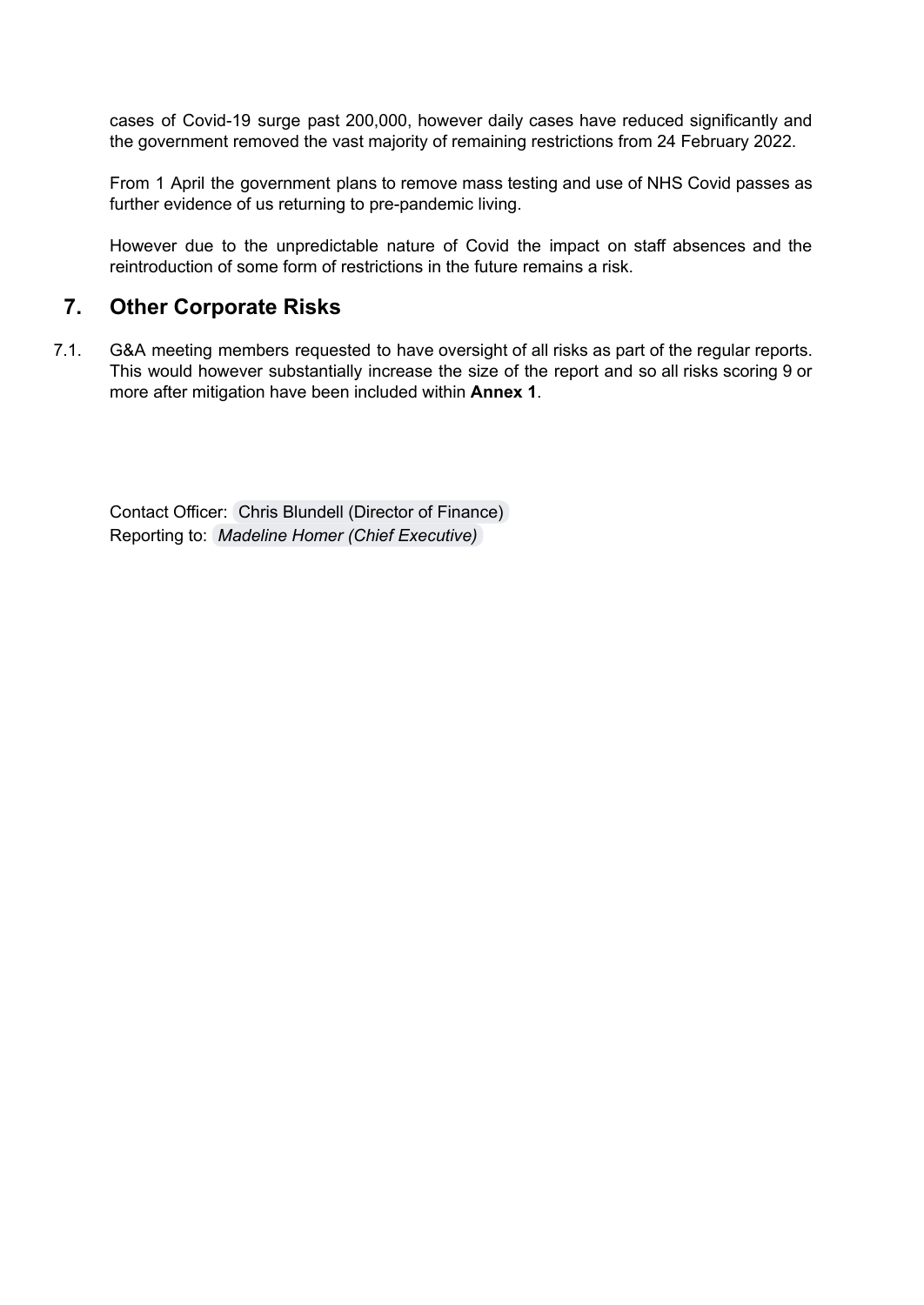cases of Covid-19 surge past 200,000, however daily cases have reduced significantly and the government removed the vast majority of remaining restrictions from 24 February 2022.

From 1 April the government plans to remove mass testing and use of NHS Covid passes as further evidence of us returning to pre-pandemic living.

However due to the unpredictable nature of Covid the impact on staff absences and the reintroduction of some form of restrictions in the future remains a risk.

## 7. Other Corporate Risks

7.1. G&A meeting members requested to have oversight of all risks as part of the regular reports. This would however substantially increase the size of the report and so all risks scoring 9 or more after mitigation have been included within **Annex 1**.

Contact Officer: Chris Blundell (Director of Finance)
Reporting to: *Madeline Homer (Chief Executive)*